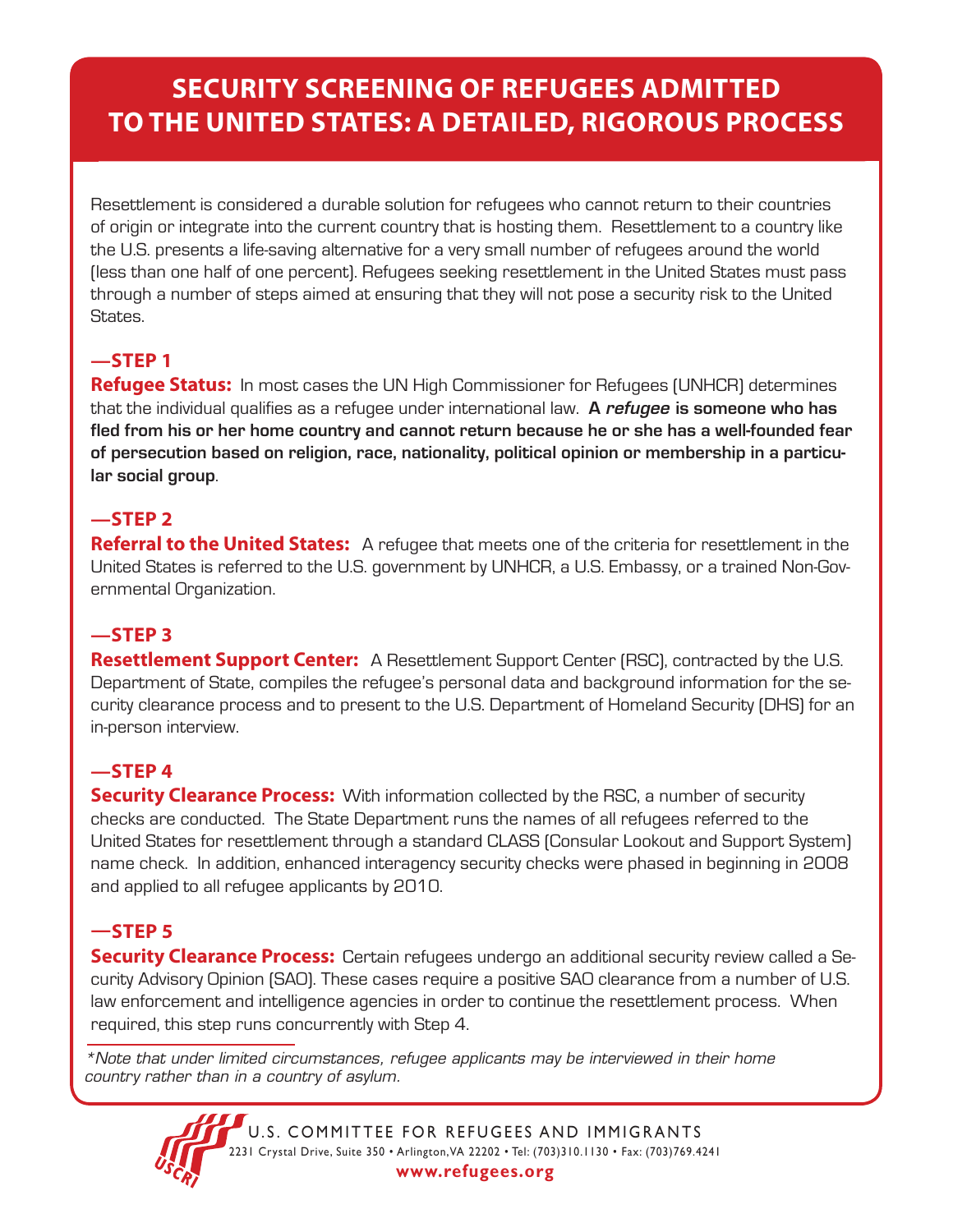# SECURITY SCREENING OF REFUGEES ADMITTED TO THE UNITED STATES: A DETAILED, RIGOROUS PROCESS

Resettlement is considered a durable solution for refugees who cannot return to their countries of origin or integrate into the current country that is hosting them. Resettlement to a country like the U.S. presents a life-saving alternative for a very small number of refugees around the world (less than one half of one percent). Refugees seeking resettlement in the United States must pass through a number of steps aimed at ensuring that they will not pose a security risk to the United States.

## —STEP 1

**Refugee Status:** In most cases the UN High Commissioner for Refugees (UNHCR) determines that the individual qualifies as a refugee under international law. **A *refugee* is someone who has fled from his or her home country and cannot return because he or she has a well-founded fear of persecution based on religion, race, nationality, political opinion or membership in a particular social group**.

## —STEP 2

**Referral to the United States:** A refugee that meets one of the criteria for resettlement in the United States is referred to the U.S. government by UNHCR, a U.S. Embassy, or a trained Non-Governmental Organization.

## —STEP 3

**Resettlement Support Center:** A Resettlement Support Center (RSC), contracted by the U.S. Department of State, compiles the refugee's personal data and background information for the security clearance process and to present to the U.S. Department of Homeland Security (DHS) for an in-person interview.

## —STEP 4

**Security Clearance Process:** With information collected by the RSC, a number of security checks are conducted. The State Department runs the names of all refugees referred to the United States for resettlement through a standard CLASS (Consular Lookout and Support System) name check. In addition, enhanced interagency security checks were phased in beginning in 2008 and applied to all refugee applicants by 2010.

## —STEP 5

**Security Clearance Process:** Certain refugees undergo an additional security review called a Security Advisory Opinion (SAO). These cases require a positive SAO clearance from a number of U.S. law enforcement and intelligence agencies in order to continue the resettlement process. When required, this step runs concurrently with Step 4.

*\*Note that under limited circumstances, refugee applicants may be interviewed in their home country rather than in a country of asylum.*

U.S. COMMITTEE FOR REFUGEES AND IMMIGRANTS
2231 Crystal Drive, Suite 350 • Arlington, VA 22202 • Tel: (703)310.1130 • Fax: (703)769.4241
**www.refugees.org**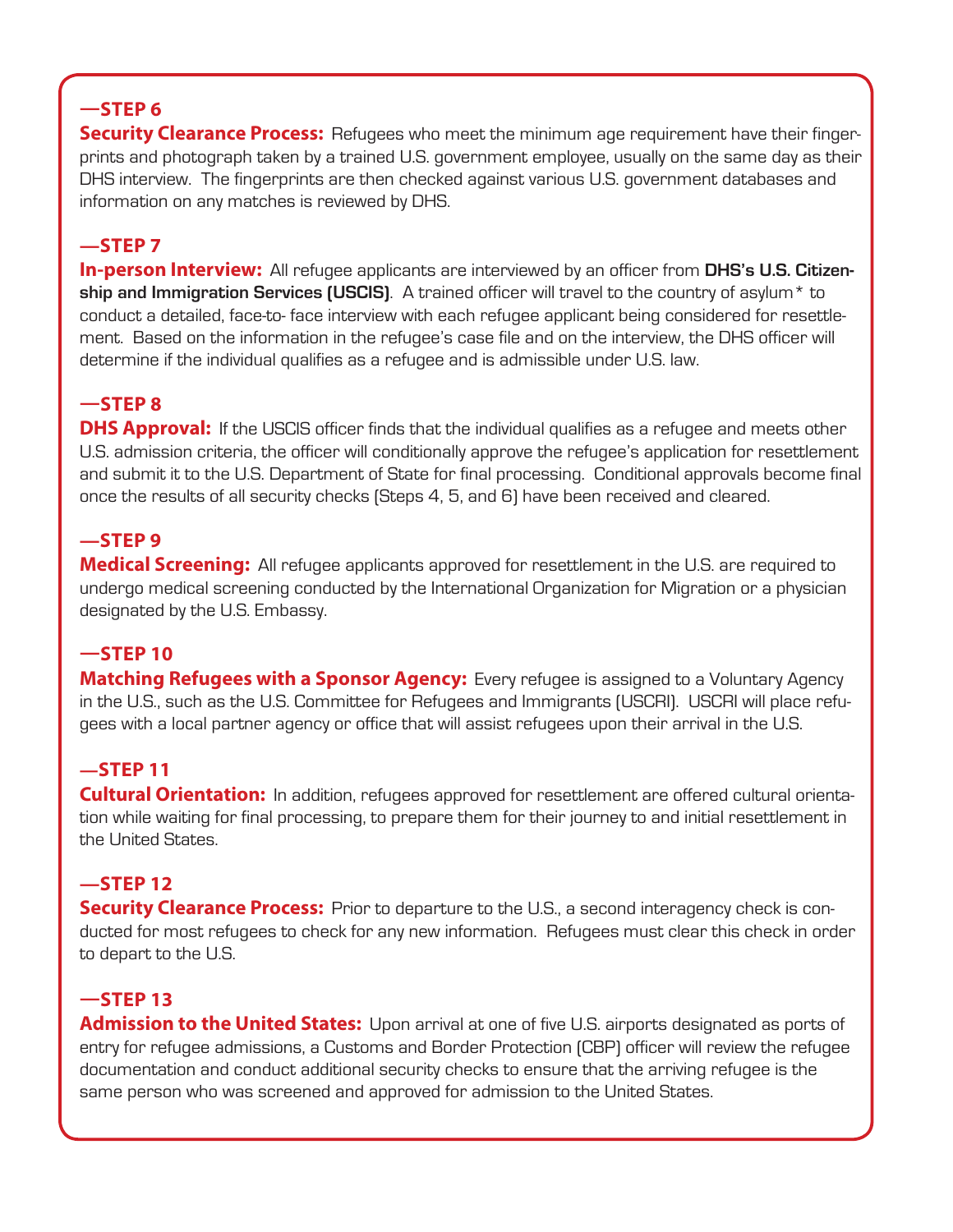## —STEP 6

**Security Clearance Process:** Refugees who meet the minimum age requirement have their fingerprints and photograph taken by a trained U.S. government employee, usually on the same day as their DHS interview. The fingerprints are then checked against various U.S. government databases and information on any matches is reviewed by DHS.

## —STEP 7

**In-person Interview:** All refugee applicants are interviewed by an officer from **DHS's U.S. Citizenship and Immigration Services (USCIS)**. A trained officer will travel to the country of asylum* to conduct a detailed, face-to- face interview with each refugee applicant being considered for resettlement. Based on the information in the refugee's case file and on the interview, the DHS officer will determine if the individual qualifies as a refugee and is admissible under U.S. law.

## —STEP 8

**DHS Approval:** If the USCIS officer finds that the individual qualifies as a refugee and meets other U.S. admission criteria, the officer will conditionally approve the refugee's application for resettlement and submit it to the U.S. Department of State for final processing. Conditional approvals become final once the results of all security checks (Steps 4, 5, and 6) have been received and cleared.

## —STEP 9

**Medical Screening:** All refugee applicants approved for resettlement in the U.S. are required to undergo medical screening conducted by the International Organization for Migration or a physician designated by the U.S. Embassy.

## —STEP 10

**Matching Refugees with a Sponsor Agency:** Every refugee is assigned to a Voluntary Agency in the U.S., such as the U.S. Committee for Refugees and Immigrants (USCRI). USCRI will place refugees with a local partner agency or office that will assist refugees upon their arrival in the U.S.

## —STEP 11

**Cultural Orientation:** In addition, refugees approved for resettlement are offered cultural orientation while waiting for final processing, to prepare them for their journey to and initial resettlement in the United States.

## —STEP 12

**Security Clearance Process:** Prior to departure to the U.S., a second interagency check is conducted for most refugees to check for any new information. Refugees must clear this check in order to depart to the U.S.

## —STEP 13

**Admission to the United States:** Upon arrival at one of five U.S. airports designated as ports of entry for refugee admissions, a Customs and Border Protection (CBP) officer will review the refugee documentation and conduct additional security checks to ensure that the arriving refugee is the same person who was screened and approved for admission to the United States.